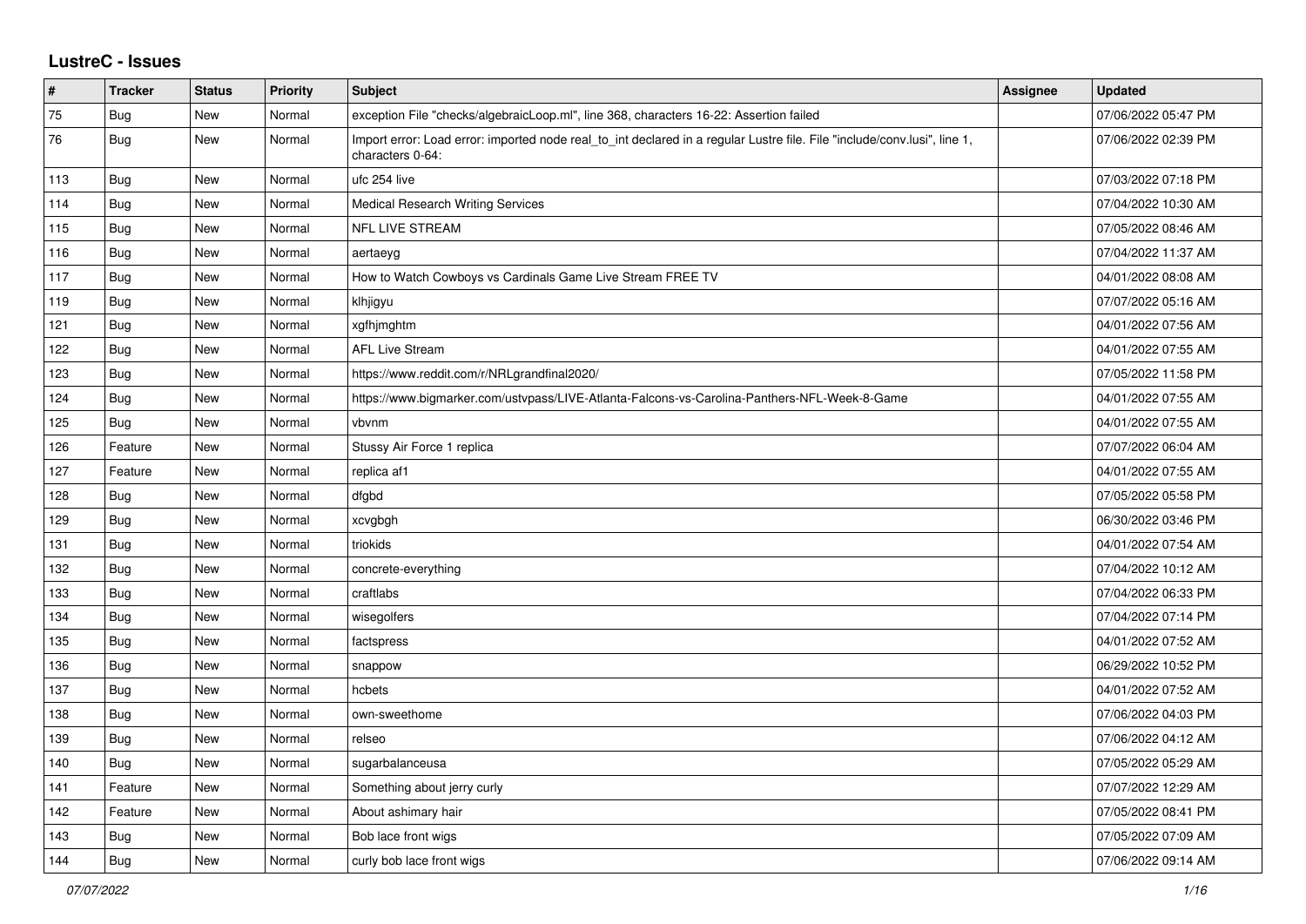# LustreC - Issues

| # | Tracker | Status | Priority | Subject | Assignee | Updated |
|---|---|---|---|---|---|---|
| 75 | Bug | New | Normal | exception File "checks/algebraicLoop.ml", line 368, characters 16-22: Assertion failed | | 07/06/2022 05:47 PM |
| 76 | Bug | New | Normal | Import error: Load error: imported node real_to_int declared in a regular Lustre file. File "include/conv.lusi", line 1, characters 0-64: | | 07/06/2022 02:39 PM |
| 113 | Bug | New | Normal | ufc 254 live | | 07/03/2022 07:18 PM |
| 114 | Bug | New | Normal | Medical Research Writing Services | | 07/04/2022 10:30 AM |
| 115 | Bug | New | Normal | NFL LIVE STREAM | | 07/05/2022 08:46 AM |
| 116 | Bug | New | Normal | aertaeyg | | 07/04/2022 11:37 AM |
| 117 | Bug | New | Normal | How to Watch Cowboys vs Cardinals Game Live Stream FREE TV | | 04/01/2022 08:08 AM |
| 119 | Bug | New | Normal | klhjigyu | | 07/07/2022 05:16 AM |
| 121 | Bug | New | Normal | xgfhjmghtm | | 04/01/2022 07:56 AM |
| 122 | Bug | New | Normal | AFL Live Stream | | 04/01/2022 07:55 AM |
| 123 | Bug | New | Normal | https://www.reddit.com/r/NRLgrandfinal2020/ | | 07/05/2022 11:58 PM |
| 124 | Bug | New | Normal | https://www.bigmarker.com/ustvpass/LIVE-Atlanta-Falcons-vs-Carolina-Panthers-NFL-Week-8-Game | | 04/01/2022 07:55 AM |
| 125 | Bug | New | Normal | vbvnm | | 04/01/2022 07:55 AM |
| 126 | Feature | New | Normal | Stussy Air Force 1 replica | | 07/07/2022 06:04 AM |
| 127 | Feature | New | Normal | replica af1 | | 04/01/2022 07:55 AM |
| 128 | Bug | New | Normal | dfgbd | | 07/05/2022 05:58 PM |
| 129 | Bug | New | Normal | xcvgbgh | | 06/30/2022 03:46 PM |
| 131 | Bug | New | Normal | triokids | | 04/01/2022 07:54 AM |
| 132 | Bug | New | Normal | concrete-everything | | 07/04/2022 10:12 AM |
| 133 | Bug | New | Normal | craftlabs | | 07/04/2022 06:33 PM |
| 134 | Bug | New | Normal | wisegolfers | | 07/04/2022 07:14 PM |
| 135 | Bug | New | Normal | factspress | | 04/01/2022 07:52 AM |
| 136 | Bug | New | Normal | snappow | | 06/29/2022 10:52 PM |
| 137 | Bug | New | Normal | hcbets | | 04/01/2022 07:52 AM |
| 138 | Bug | New | Normal | own-sweethome | | 07/06/2022 04:03 PM |
| 139 | Bug | New | Normal | relseo | | 07/06/2022 04:12 AM |
| 140 | Bug | New | Normal | sugarbalanceusa | | 07/05/2022 05:29 AM |
| 141 | Feature | New | Normal | Something about jerry curly | | 07/07/2022 12:29 AM |
| 142 | Feature | New | Normal | About ashimary hair | | 07/05/2022 08:41 PM |
| 143 | Bug | New | Normal | Bob lace front wigs | | 07/05/2022 07:09 AM |
| 144 | Bug | New | Normal | curly bob lace front wigs | | 07/06/2022 09:14 AM |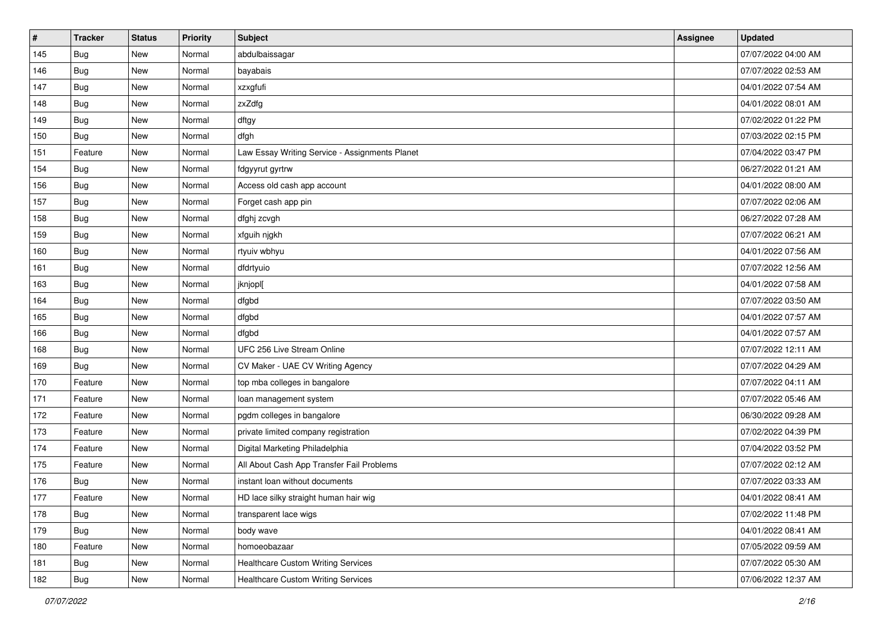| # | Tracker | Status | Priority | Subject | Assignee | Updated |
| --- | --- | --- | --- | --- | --- | --- |
| 145 | Bug | New | Normal | abdulbaissagar | | 07/07/2022 04:00 AM |
| 146 | Bug | New | Normal | bayabais | | 07/07/2022 02:53 AM |
| 147 | Bug | New | Normal | xzxgfufi | | 04/01/2022 07:54 AM |
| 148 | Bug | New | Normal | zxZdfg | | 04/01/2022 08:01 AM |
| 149 | Bug | New | Normal | dftgy | | 07/02/2022 01:22 PM |
| 150 | Bug | New | Normal | dfgh | | 07/03/2022 02:15 PM |
| 151 | Feature | New | Normal | Law Essay Writing Service - Assignments Planet | | 07/04/2022 03:47 PM |
| 154 | Bug | New | Normal | fdgyyrut gyrtrw | | 06/27/2022 01:21 AM |
| 156 | Bug | New | Normal | Access old cash app account | | 04/01/2022 08:00 AM |
| 157 | Bug | New | Normal | Forget cash app pin | | 07/07/2022 02:06 AM |
| 158 | Bug | New | Normal | dfghj zcvgh | | 06/27/2022 07:28 AM |
| 159 | Bug | New | Normal | xfguih njgkh | | 07/07/2022 06:21 AM |
| 160 | Bug | New | Normal | rtyuiv wbhyu | | 04/01/2022 07:56 AM |
| 161 | Bug | New | Normal | dfdrtyuio | | 07/07/2022 12:56 AM |
| 163 | Bug | New | Normal | jknjopl[ | | 04/01/2022 07:58 AM |
| 164 | Bug | New | Normal | dfgbd | | 07/07/2022 03:50 AM |
| 165 | Bug | New | Normal | dfgbd | | 04/01/2022 07:57 AM |
| 166 | Bug | New | Normal | dfgbd | | 04/01/2022 07:57 AM |
| 168 | Bug | New | Normal | UFC 256 Live Stream Online | | 07/07/2022 12:11 AM |
| 169 | Bug | New | Normal | CV Maker - UAE CV Writing Agency | | 07/07/2022 04:29 AM |
| 170 | Feature | New | Normal | top mba colleges in bangalore | | 07/07/2022 04:11 AM |
| 171 | Feature | New | Normal | loan management system | | 07/07/2022 05:46 AM |
| 172 | Feature | New | Normal | pgdm colleges in bangalore | | 06/30/2022 09:28 AM |
| 173 | Feature | New | Normal | private limited company registration | | 07/02/2022 04:39 PM |
| 174 | Feature | New | Normal | Digital Marketing Philadelphia | | 07/04/2022 03:52 PM |
| 175 | Feature | New | Normal | All About Cash App Transfer Fail Problems | | 07/07/2022 02:12 AM |
| 176 | Bug | New | Normal | instant loan without documents | | 07/07/2022 03:33 AM |
| 177 | Feature | New | Normal | HD lace silky straight human hair wig | | 04/01/2022 08:41 AM |
| 178 | Bug | New | Normal | transparent lace wigs | | 07/02/2022 11:48 PM |
| 179 | Bug | New | Normal | body wave | | 04/01/2022 08:41 AM |
| 180 | Feature | New | Normal | homoeobazaar | | 07/05/2022 09:59 AM |
| 181 | Bug | New | Normal | Healthcare Custom Writing Services | | 07/07/2022 05:30 AM |
| 182 | Bug | New | Normal | Healthcare Custom Writing Services | | 07/06/2022 12:37 AM |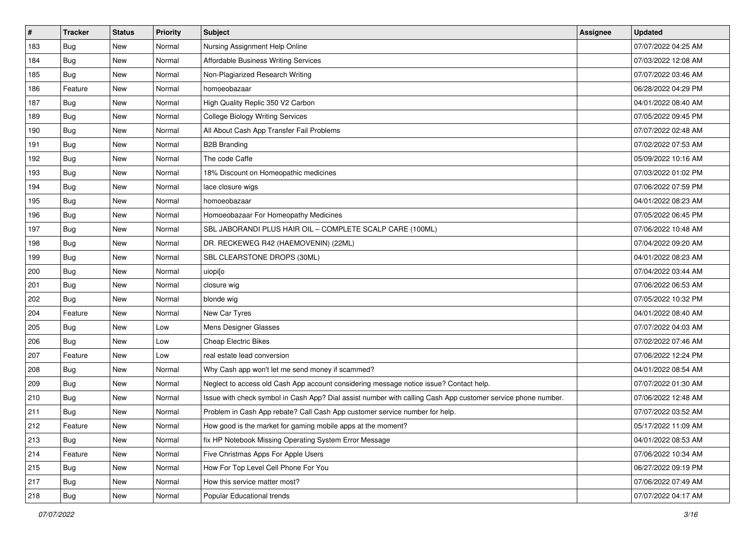| # | Tracker | Status | Priority | Subject | Assignee | Updated |
| --- | --- | --- | --- | --- | --- | --- |
| 183 | Bug | New | Normal | Nursing Assignment Help Online | | 07/07/2022 04:25 AM |
| 184 | Bug | New | Normal | Affordable Business Writing Services | | 07/03/2022 12:08 AM |
| 185 | Bug | New | Normal | Non-Plagiarized Research Writing | | 07/07/2022 03:46 AM |
| 186 | Feature | New | Normal | homoeobazaar | | 06/28/2022 04:29 PM |
| 187 | Bug | New | Normal | High Quality Replic 350 V2 Carbon | | 04/01/2022 08:40 AM |
| 189 | Bug | New | Normal | College Biology Writing Services | | 07/05/2022 09:45 PM |
| 190 | Bug | New | Normal | All About Cash App Transfer Fail Problems | | 07/07/2022 02:48 AM |
| 191 | Bug | New | Normal | B2B Branding | | 07/02/2022 07:53 AM |
| 192 | Bug | New | Normal | The code Caffe | | 05/09/2022 10:16 AM |
| 193 | Bug | New | Normal | 18% Discount on Homeopathic medicines | | 07/03/2022 01:02 PM |
| 194 | Bug | New | Normal | lace closure wigs | | 07/06/2022 07:59 PM |
| 195 | Bug | New | Normal | homoeobazaar | | 04/01/2022 08:23 AM |
| 196 | Bug | New | Normal | Homoeobazaar For Homeopathy Medicines | | 07/05/2022 06:45 PM |
| 197 | Bug | New | Normal | SBL JABORANDI PLUS HAIR OIL – COMPLETE SCALP CARE (100ML) | | 07/06/2022 10:48 AM |
| 198 | Bug | New | Normal | DR. RECKEWEG R42 (HAEMOVENIN) (22ML) | | 07/04/2022 09:20 AM |
| 199 | Bug | New | Normal | SBL CLEARSTONE DROPS (30ML) | | 04/01/2022 08:23 AM |
| 200 | Bug | New | Normal | uiopi[o | | 07/04/2022 03:44 AM |
| 201 | Bug | New | Normal | closure wig | | 07/06/2022 06:53 AM |
| 202 | Bug | New | Normal | blonde wig | | 07/05/2022 10:32 PM |
| 204 | Feature | New | Normal | New Car Tyres | | 04/01/2022 08:40 AM |
| 205 | Bug | New | Low | Mens Designer Glasses | | 07/07/2022 04:03 AM |
| 206 | Bug | New | Low | Cheap Electric Bikes | | 07/02/2022 07:46 AM |
| 207 | Feature | New | Low | real estate lead conversion | | 07/06/2022 12:24 PM |
| 208 | Bug | New | Normal | Why Cash app won't let me send money if scammed? | | 04/01/2022 08:54 AM |
| 209 | Bug | New | Normal | Neglect to access old Cash App account considering message notice issue? Contact help. | | 07/07/2022 01:30 AM |
| 210 | Bug | New | Normal | Issue with check symbol in Cash App? Dial assist number with calling Cash App customer service phone number. | | 07/06/2022 12:48 AM |
| 211 | Bug | New | Normal | Problem in Cash App rebate? Call Cash App customer service number for help. | | 07/07/2022 03:52 AM |
| 212 | Feature | New | Normal | How good is the market for gaming mobile apps at the moment? | | 05/17/2022 11:09 AM |
| 213 | Bug | New | Normal | fix HP Notebook Missing Operating System Error Message | | 04/01/2022 08:53 AM |
| 214 | Feature | New | Normal | Five Christmas Apps For Apple Users | | 07/06/2022 10:34 AM |
| 215 | Bug | New | Normal | How For Top Level Cell Phone For You | | 06/27/2022 09:19 PM |
| 217 | Bug | New | Normal | How this service matter most? | | 07/06/2022 07:49 AM |
| 218 | Bug | New | Normal | Popular Educational trends | | 07/07/2022 04:17 AM |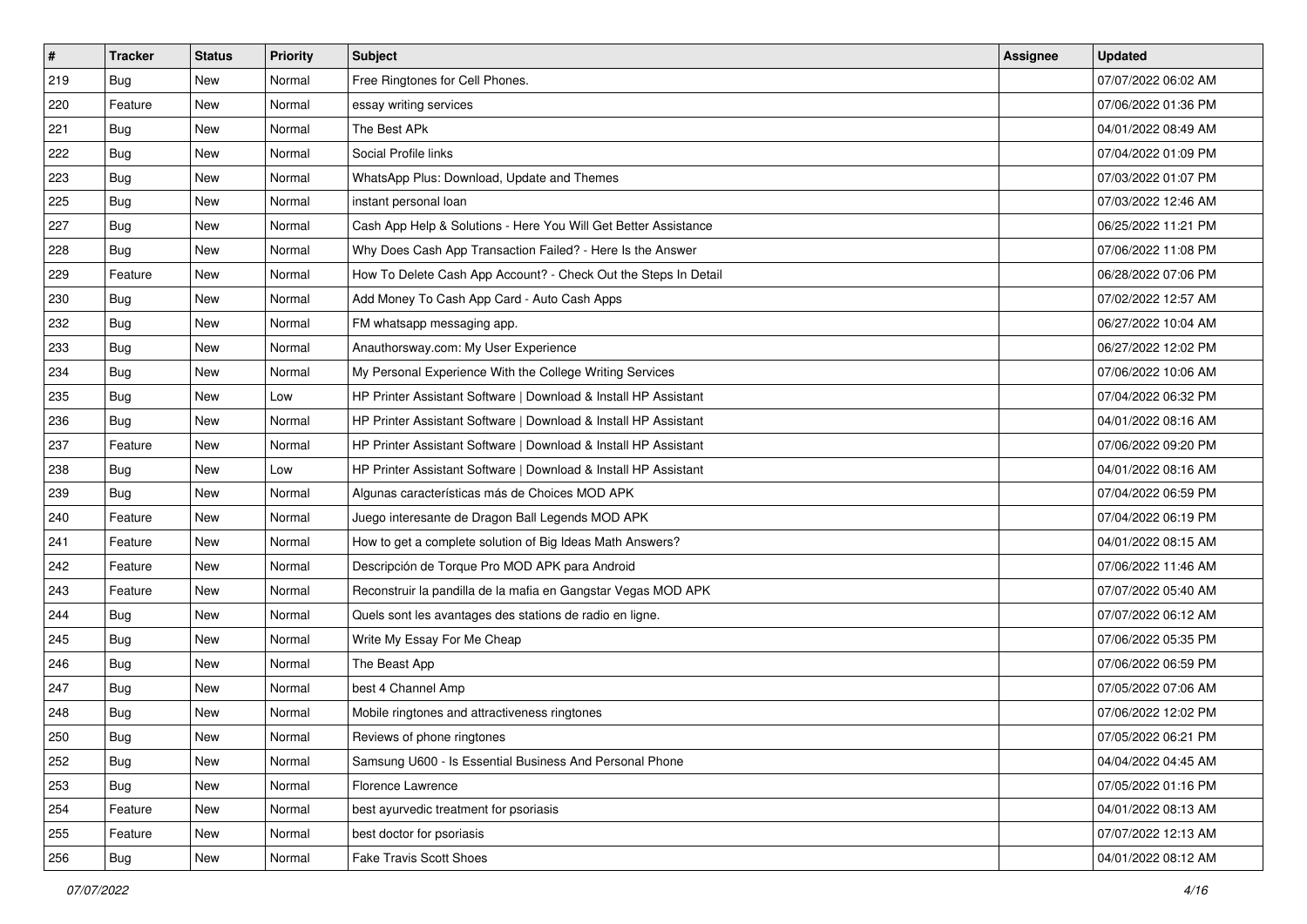| # | Tracker | Status | Priority | Subject | Assignee | Updated |
| --- | --- | --- | --- | --- | --- | --- |
| 219 | Bug | New | Normal | Free Ringtones for Cell Phones. | | 07/07/2022 06:02 AM |
| 220 | Feature | New | Normal | essay writing services | | 07/06/2022 01:36 PM |
| 221 | Bug | New | Normal | The Best APk | | 04/01/2022 08:49 AM |
| 222 | Bug | New | Normal | Social Profile links | | 07/04/2022 01:09 PM |
| 223 | Bug | New | Normal | WhatsApp Plus: Download, Update and Themes | | 07/03/2022 01:07 PM |
| 225 | Bug | New | Normal | instant personal loan | | 07/03/2022 12:46 AM |
| 227 | Bug | New | Normal | Cash App Help & Solutions - Here You Will Get Better Assistance | | 06/25/2022 11:21 PM |
| 228 | Bug | New | Normal | Why Does Cash App Transaction Failed? - Here Is the Answer | | 07/06/2022 11:08 PM |
| 229 | Feature | New | Normal | How To Delete Cash App Account? - Check Out the Steps In Detail | | 06/28/2022 07:06 PM |
| 230 | Bug | New | Normal | Add Money To Cash App Card - Auto Cash Apps | | 07/02/2022 12:57 AM |
| 232 | Bug | New | Normal | FM whatsapp messaging app. | | 06/27/2022 10:04 AM |
| 233 | Bug | New | Normal | Anauthorsway.com: My User Experience | | 06/27/2022 12:02 PM |
| 234 | Bug | New | Normal | My Personal Experience With the College Writing Services | | 07/06/2022 10:06 AM |
| 235 | Bug | New | Low | HP Printer Assistant Software \| Download & Install HP Assistant | | 07/04/2022 06:32 PM |
| 236 | Bug | New | Normal | HP Printer Assistant Software \| Download & Install HP Assistant | | 04/01/2022 08:16 AM |
| 237 | Feature | New | Normal | HP Printer Assistant Software \| Download & Install HP Assistant | | 07/06/2022 09:20 PM |
| 238 | Bug | New | Low | HP Printer Assistant Software \| Download & Install HP Assistant | | 04/01/2022 08:16 AM |
| 239 | Bug | New | Normal | Algunas características más de Choices MOD APK | | 07/04/2022 06:59 PM |
| 240 | Feature | New | Normal | Juego interesante de Dragon Ball Legends MOD APK | | 07/04/2022 06:19 PM |
| 241 | Feature | New | Normal | How to get a complete solution of Big Ideas Math Answers? | | 04/01/2022 08:15 AM |
| 242 | Feature | New | Normal | Descripción de Torque Pro MOD APK para Android | | 07/06/2022 11:46 AM |
| 243 | Feature | New | Normal | Reconstruir la pandilla de la mafia en Gangstar Vegas MOD APK | | 07/07/2022 05:40 AM |
| 244 | Bug | New | Normal | Quels sont les avantages des stations de radio en ligne. | | 07/07/2022 06:12 AM |
| 245 | Bug | New | Normal | Write My Essay For Me Cheap | | 07/06/2022 05:35 PM |
| 246 | Bug | New | Normal | The Beast App | | 07/06/2022 06:59 PM |
| 247 | Bug | New | Normal | best 4 Channel Amp | | 07/05/2022 07:06 AM |
| 248 | Bug | New | Normal | Mobile ringtones and attractiveness ringtones | | 07/06/2022 12:02 PM |
| 250 | Bug | New | Normal | Reviews of phone ringtones | | 07/05/2022 06:21 PM |
| 252 | Bug | New | Normal | Samsung U600 - Is Essential Business And Personal Phone | | 04/04/2022 04:45 AM |
| 253 | Bug | New | Normal | Florence Lawrence | | 07/05/2022 01:16 PM |
| 254 | Feature | New | Normal | best ayurvedic treatment for psoriasis | | 04/01/2022 08:13 AM |
| 255 | Feature | New | Normal | best doctor for psoriasis | | 07/07/2022 12:13 AM |
| 256 | Bug | New | Normal | Fake Travis Scott Shoes | | 04/01/2022 08:12 AM |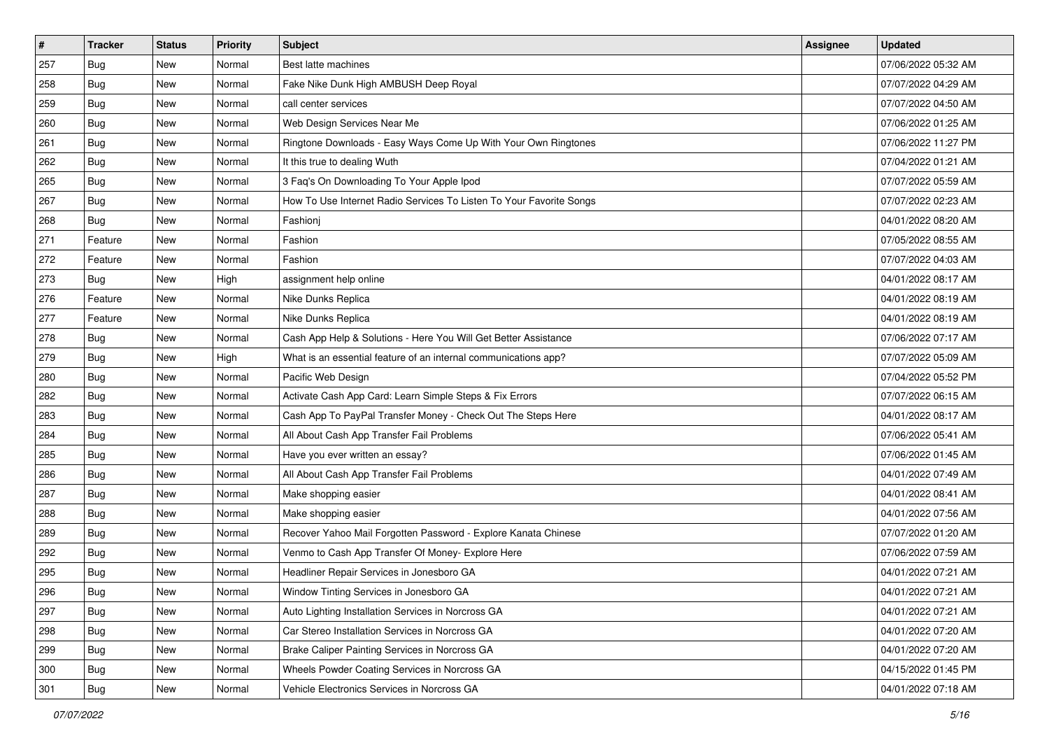| # | Tracker | Status | Priority | Subject | Assignee | Updated |
|---|---|---|---|---|---|---|
| 257 | Bug | New | Normal | Best latte machines | | 07/06/2022 05:32 AM |
| 258 | Bug | New | Normal | Fake Nike Dunk High AMBUSH Deep Royal | | 07/07/2022 04:29 AM |
| 259 | Bug | New | Normal | call center services | | 07/07/2022 04:50 AM |
| 260 | Bug | New | Normal | Web Design Services Near Me | | 07/06/2022 01:25 AM |
| 261 | Bug | New | Normal | Ringtone Downloads - Easy Ways Come Up With Your Own Ringtones | | 07/06/2022 11:27 PM |
| 262 | Bug | New | Normal | It this true to dealing Wuth | | 07/04/2022 01:21 AM |
| 265 | Bug | New | Normal | 3 Faq's On Downloading To Your Apple Ipod | | 07/07/2022 05:59 AM |
| 267 | Bug | New | Normal | How To Use Internet Radio Services To Listen To Your Favorite Songs | | 07/07/2022 02:23 AM |
| 268 | Bug | New | Normal | Fashionj | | 04/01/2022 08:20 AM |
| 271 | Feature | New | Normal | Fashion | | 07/05/2022 08:55 AM |
| 272 | Feature | New | Normal | Fashion | | 07/07/2022 04:03 AM |
| 273 | Bug | New | High | assignment help online | | 04/01/2022 08:17 AM |
| 276 | Feature | New | Normal | Nike Dunks Replica | | 04/01/2022 08:19 AM |
| 277 | Feature | New | Normal | Nike Dunks Replica | | 04/01/2022 08:19 AM |
| 278 | Bug | New | Normal | Cash App Help & Solutions - Here You Will Get Better Assistance | | 07/06/2022 07:17 AM |
| 279 | Bug | New | High | What is an essential feature of an internal communications app? | | 07/07/2022 05:09 AM |
| 280 | Bug | New | Normal | Pacific Web Design | | 07/04/2022 05:52 PM |
| 282 | Bug | New | Normal | Activate Cash App Card: Learn Simple Steps & Fix Errors | | 07/07/2022 06:15 AM |
| 283 | Bug | New | Normal | Cash App To PayPal Transfer Money - Check Out The Steps Here | | 04/01/2022 08:17 AM |
| 284 | Bug | New | Normal | All About Cash App Transfer Fail Problems | | 07/06/2022 05:41 AM |
| 285 | Bug | New | Normal | Have you ever written an essay? | | 07/06/2022 01:45 AM |
| 286 | Bug | New | Normal | All About Cash App Transfer Fail Problems | | 04/01/2022 07:49 AM |
| 287 | Bug | New | Normal | Make shopping easier | | 04/01/2022 08:41 AM |
| 288 | Bug | New | Normal | Make shopping easier | | 04/01/2022 07:56 AM |
| 289 | Bug | New | Normal | Recover Yahoo Mail Forgotten Password - Explore Kanata Chinese | | 07/07/2022 01:20 AM |
| 292 | Bug | New | Normal | Venmo to Cash App Transfer Of Money- Explore Here | | 07/06/2022 07:59 AM |
| 295 | Bug | New | Normal | Headliner Repair Services in Jonesboro GA | | 04/01/2022 07:21 AM |
| 296 | Bug | New | Normal | Window Tinting Services in Jonesboro GA | | 04/01/2022 07:21 AM |
| 297 | Bug | New | Normal | Auto Lighting Installation Services in Norcross GA | | 04/01/2022 07:21 AM |
| 298 | Bug | New | Normal | Car Stereo Installation Services in Norcross GA | | 04/01/2022 07:20 AM |
| 299 | Bug | New | Normal | Brake Caliper Painting Services in Norcross GA | | 04/01/2022 07:20 AM |
| 300 | Bug | New | Normal | Wheels Powder Coating Services in Norcross GA | | 04/15/2022 01:45 PM |
| 301 | Bug | New | Normal | Vehicle Electronics Services in Norcross GA | | 04/01/2022 07:18 AM |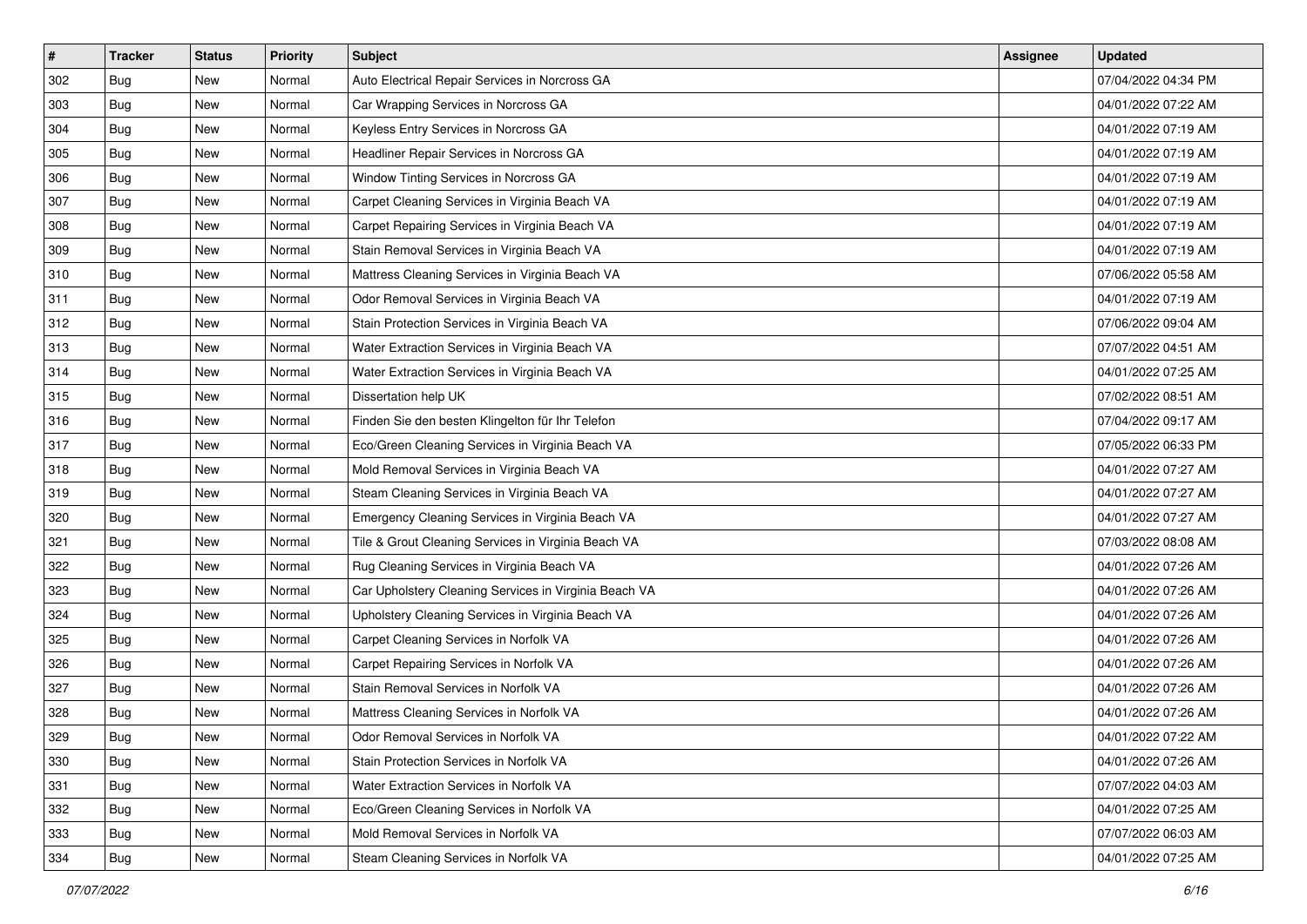| # | Tracker | Status | Priority | Subject | Assignee | Updated |
|---|---|---|---|---|---|---|
| 302 | Bug | New | Normal | Auto Electrical Repair Services in Norcross GA | | 07/04/2022 04:34 PM |
| 303 | Bug | New | Normal | Car Wrapping Services in Norcross GA | | 04/01/2022 07:22 AM |
| 304 | Bug | New | Normal | Keyless Entry Services in Norcross GA | | 04/01/2022 07:19 AM |
| 305 | Bug | New | Normal | Headliner Repair Services in Norcross GA | | 04/01/2022 07:19 AM |
| 306 | Bug | New | Normal | Window Tinting Services in Norcross GA | | 04/01/2022 07:19 AM |
| 307 | Bug | New | Normal | Carpet Cleaning Services in Virginia Beach VA | | 04/01/2022 07:19 AM |
| 308 | Bug | New | Normal | Carpet Repairing Services in Virginia Beach VA | | 04/01/2022 07:19 AM |
| 309 | Bug | New | Normal | Stain Removal Services in Virginia Beach VA | | 04/01/2022 07:19 AM |
| 310 | Bug | New | Normal | Mattress Cleaning Services in Virginia Beach VA | | 07/06/2022 05:58 AM |
| 311 | Bug | New | Normal | Odor Removal Services in Virginia Beach VA | | 04/01/2022 07:19 AM |
| 312 | Bug | New | Normal | Stain Protection Services in Virginia Beach VA | | 07/06/2022 09:04 AM |
| 313 | Bug | New | Normal | Water Extraction Services in Virginia Beach VA | | 07/07/2022 04:51 AM |
| 314 | Bug | New | Normal | Water Extraction Services in Virginia Beach VA | | 04/01/2022 07:25 AM |
| 315 | Bug | New | Normal | Dissertation help UK | | 07/02/2022 08:51 AM |
| 316 | Bug | New | Normal | Finden Sie den besten Klingelton für Ihr Telefon | | 07/04/2022 09:17 AM |
| 317 | Bug | New | Normal | Eco/Green Cleaning Services in Virginia Beach VA | | 07/05/2022 06:33 PM |
| 318 | Bug | New | Normal | Mold Removal Services in Virginia Beach VA | | 04/01/2022 07:27 AM |
| 319 | Bug | New | Normal | Steam Cleaning Services in Virginia Beach VA | | 04/01/2022 07:27 AM |
| 320 | Bug | New | Normal | Emergency Cleaning Services in Virginia Beach VA | | 04/01/2022 07:27 AM |
| 321 | Bug | New | Normal | Tile & Grout Cleaning Services in Virginia Beach VA | | 07/03/2022 08:08 AM |
| 322 | Bug | New | Normal | Rug Cleaning Services in Virginia Beach VA | | 04/01/2022 07:26 AM |
| 323 | Bug | New | Normal | Car Upholstery Cleaning Services in Virginia Beach VA | | 04/01/2022 07:26 AM |
| 324 | Bug | New | Normal | Upholstery Cleaning Services in Virginia Beach VA | | 04/01/2022 07:26 AM |
| 325 | Bug | New | Normal | Carpet Cleaning Services in Norfolk VA | | 04/01/2022 07:26 AM |
| 326 | Bug | New | Normal | Carpet Repairing Services in Norfolk VA | | 04/01/2022 07:26 AM |
| 327 | Bug | New | Normal | Stain Removal Services in Norfolk VA | | 04/01/2022 07:26 AM |
| 328 | Bug | New | Normal | Mattress Cleaning Services in Norfolk VA | | 04/01/2022 07:26 AM |
| 329 | Bug | New | Normal | Odor Removal Services in Norfolk VA | | 04/01/2022 07:22 AM |
| 330 | Bug | New | Normal | Stain Protection Services in Norfolk VA | | 04/01/2022 07:26 AM |
| 331 | Bug | New | Normal | Water Extraction Services in Norfolk VA | | 07/07/2022 04:03 AM |
| 332 | Bug | New | Normal | Eco/Green Cleaning Services in Norfolk VA | | 04/01/2022 07:25 AM |
| 333 | Bug | New | Normal | Mold Removal Services in Norfolk VA | | 07/07/2022 06:03 AM |
| 334 | Bug | New | Normal | Steam Cleaning Services in Norfolk VA | | 04/01/2022 07:25 AM |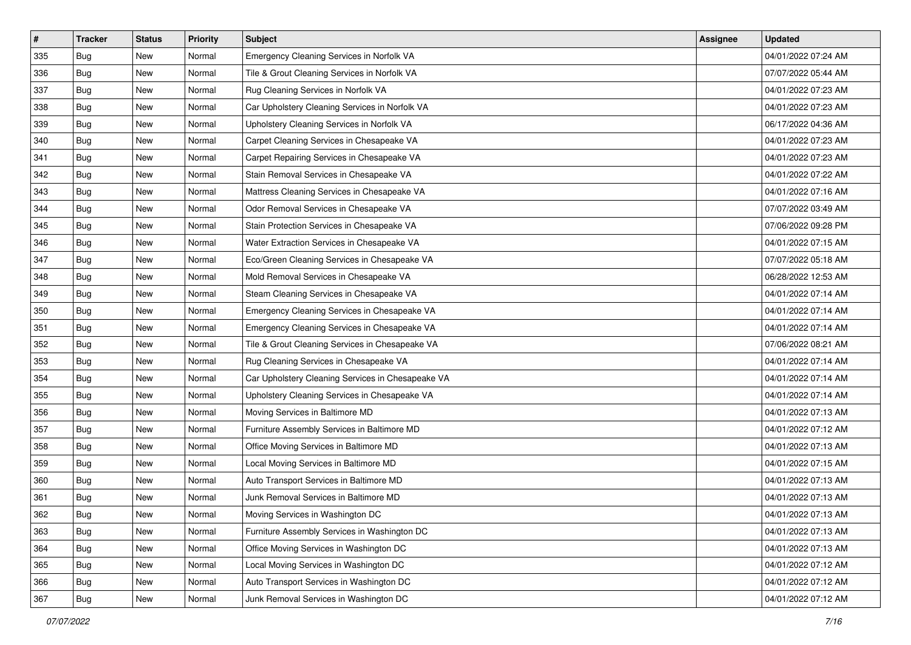| # | Tracker | Status | Priority | Subject | Assignee | Updated |
| --- | --- | --- | --- | --- | --- | --- |
| 335 | Bug | New | Normal | Emergency Cleaning Services in Norfolk VA | | 04/01/2022 07:24 AM |
| 336 | Bug | New | Normal | Tile & Grout Cleaning Services in Norfolk VA | | 07/07/2022 05:44 AM |
| 337 | Bug | New | Normal | Rug Cleaning Services in Norfolk VA | | 04/01/2022 07:23 AM |
| 338 | Bug | New | Normal | Car Upholstery Cleaning Services in Norfolk VA | | 04/01/2022 07:23 AM |
| 339 | Bug | New | Normal | Upholstery Cleaning Services in Norfolk VA | | 06/17/2022 04:36 AM |
| 340 | Bug | New | Normal | Carpet Cleaning Services in Chesapeake VA | | 04/01/2022 07:23 AM |
| 341 | Bug | New | Normal | Carpet Repairing Services in Chesapeake VA | | 04/01/2022 07:23 AM |
| 342 | Bug | New | Normal | Stain Removal Services in Chesapeake VA | | 04/01/2022 07:22 AM |
| 343 | Bug | New | Normal | Mattress Cleaning Services in Chesapeake VA | | 04/01/2022 07:16 AM |
| 344 | Bug | New | Normal | Odor Removal Services in Chesapeake VA | | 07/07/2022 03:49 AM |
| 345 | Bug | New | Normal | Stain Protection Services in Chesapeake VA | | 07/06/2022 09:28 PM |
| 346 | Bug | New | Normal | Water Extraction Services in Chesapeake VA | | 04/01/2022 07:15 AM |
| 347 | Bug | New | Normal | Eco/Green Cleaning Services in Chesapeake VA | | 07/07/2022 05:18 AM |
| 348 | Bug | New | Normal | Mold Removal Services in Chesapeake VA | | 06/28/2022 12:53 AM |
| 349 | Bug | New | Normal | Steam Cleaning Services in Chesapeake VA | | 04/01/2022 07:14 AM |
| 350 | Bug | New | Normal | Emergency Cleaning Services in Chesapeake VA | | 04/01/2022 07:14 AM |
| 351 | Bug | New | Normal | Emergency Cleaning Services in Chesapeake VA | | 04/01/2022 07:14 AM |
| 352 | Bug | New | Normal | Tile & Grout Cleaning Services in Chesapeake VA | | 07/06/2022 08:21 AM |
| 353 | Bug | New | Normal | Rug Cleaning Services in Chesapeake VA | | 04/01/2022 07:14 AM |
| 354 | Bug | New | Normal | Car Upholstery Cleaning Services in Chesapeake VA | | 04/01/2022 07:14 AM |
| 355 | Bug | New | Normal | Upholstery Cleaning Services in Chesapeake VA | | 04/01/2022 07:14 AM |
| 356 | Bug | New | Normal | Moving Services in Baltimore MD | | 04/01/2022 07:13 AM |
| 357 | Bug | New | Normal | Furniture Assembly Services in Baltimore MD | | 04/01/2022 07:12 AM |
| 358 | Bug | New | Normal | Office Moving Services in Baltimore MD | | 04/01/2022 07:13 AM |
| 359 | Bug | New | Normal | Local Moving Services in Baltimore MD | | 04/01/2022 07:15 AM |
| 360 | Bug | New | Normal | Auto Transport Services in Baltimore MD | | 04/01/2022 07:13 AM |
| 361 | Bug | New | Normal | Junk Removal Services in Baltimore MD | | 04/01/2022 07:13 AM |
| 362 | Bug | New | Normal | Moving Services in Washington DC | | 04/01/2022 07:13 AM |
| 363 | Bug | New | Normal | Furniture Assembly Services in Washington DC | | 04/01/2022 07:13 AM |
| 364 | Bug | New | Normal | Office Moving Services in Washington DC | | 04/01/2022 07:13 AM |
| 365 | Bug | New | Normal | Local Moving Services in Washington DC | | 04/01/2022 07:12 AM |
| 366 | Bug | New | Normal | Auto Transport Services in Washington DC | | 04/01/2022 07:12 AM |
| 367 | Bug | New | Normal | Junk Removal Services in Washington DC | | 04/01/2022 07:12 AM |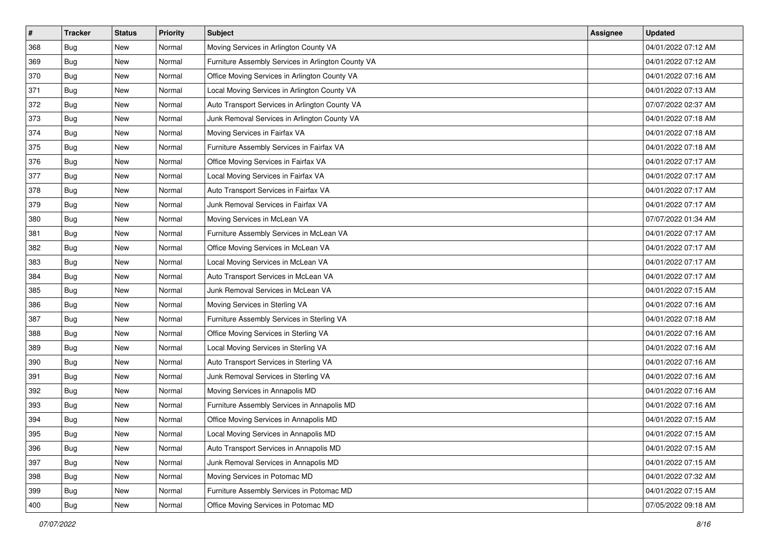| # | Tracker | Status | Priority | Subject | Assignee | Updated |
|---|---|---|---|---|---|---|
| 368 | Bug | New | Normal | Moving Services in Arlington County VA | | 04/01/2022 07:12 AM |
| 369 | Bug | New | Normal | Furniture Assembly Services in Arlington County VA | | 04/01/2022 07:12 AM |
| 370 | Bug | New | Normal | Office Moving Services in Arlington County VA | | 04/01/2022 07:16 AM |
| 371 | Bug | New | Normal | Local Moving Services in Arlington County VA | | 04/01/2022 07:13 AM |
| 372 | Bug | New | Normal | Auto Transport Services in Arlington County VA | | 07/07/2022 02:37 AM |
| 373 | Bug | New | Normal | Junk Removal Services in Arlington County VA | | 04/01/2022 07:18 AM |
| 374 | Bug | New | Normal | Moving Services in Fairfax VA | | 04/01/2022 07:18 AM |
| 375 | Bug | New | Normal | Furniture Assembly Services in Fairfax VA | | 04/01/2022 07:18 AM |
| 376 | Bug | New | Normal | Office Moving Services in Fairfax VA | | 04/01/2022 07:17 AM |
| 377 | Bug | New | Normal | Local Moving Services in Fairfax VA | | 04/01/2022 07:17 AM |
| 378 | Bug | New | Normal | Auto Transport Services in Fairfax VA | | 04/01/2022 07:17 AM |
| 379 | Bug | New | Normal | Junk Removal Services in Fairfax VA | | 04/01/2022 07:17 AM |
| 380 | Bug | New | Normal | Moving Services in McLean VA | | 07/07/2022 01:34 AM |
| 381 | Bug | New | Normal | Furniture Assembly Services in McLean VA | | 04/01/2022 07:17 AM |
| 382 | Bug | New | Normal | Office Moving Services in McLean VA | | 04/01/2022 07:17 AM |
| 383 | Bug | New | Normal | Local Moving Services in McLean VA | | 04/01/2022 07:17 AM |
| 384 | Bug | New | Normal | Auto Transport Services in McLean VA | | 04/01/2022 07:17 AM |
| 385 | Bug | New | Normal | Junk Removal Services in McLean VA | | 04/01/2022 07:15 AM |
| 386 | Bug | New | Normal | Moving Services in Sterling VA | | 04/01/2022 07:16 AM |
| 387 | Bug | New | Normal | Furniture Assembly Services in Sterling VA | | 04/01/2022 07:18 AM |
| 388 | Bug | New | Normal | Office Moving Services in Sterling VA | | 04/01/2022 07:16 AM |
| 389 | Bug | New | Normal | Local Moving Services in Sterling VA | | 04/01/2022 07:16 AM |
| 390 | Bug | New | Normal | Auto Transport Services in Sterling VA | | 04/01/2022 07:16 AM |
| 391 | Bug | New | Normal | Junk Removal Services in Sterling VA | | 04/01/2022 07:16 AM |
| 392 | Bug | New | Normal | Moving Services in Annapolis MD | | 04/01/2022 07:16 AM |
| 393 | Bug | New | Normal | Furniture Assembly Services in Annapolis MD | | 04/01/2022 07:16 AM |
| 394 | Bug | New | Normal | Office Moving Services in Annapolis MD | | 04/01/2022 07:15 AM |
| 395 | Bug | New | Normal | Local Moving Services in Annapolis MD | | 04/01/2022 07:15 AM |
| 396 | Bug | New | Normal | Auto Transport Services in Annapolis MD | | 04/01/2022 07:15 AM |
| 397 | Bug | New | Normal | Junk Removal Services in Annapolis MD | | 04/01/2022 07:15 AM |
| 398 | Bug | New | Normal | Moving Services in Potomac MD | | 04/01/2022 07:32 AM |
| 399 | Bug | New | Normal | Furniture Assembly Services in Potomac MD | | 04/01/2022 07:15 AM |
| 400 | Bug | New | Normal | Office Moving Services in Potomac MD | | 07/05/2022 09:18 AM |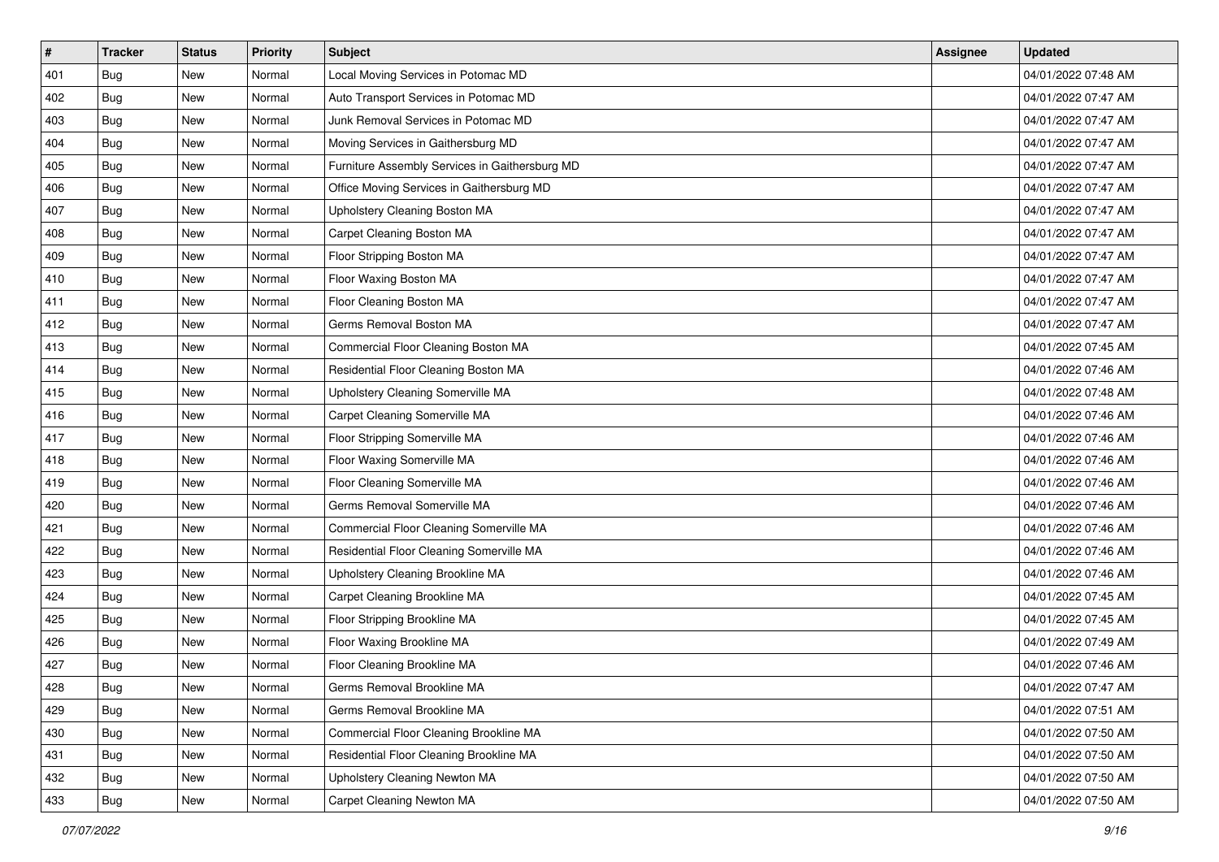| # | Tracker | Status | Priority | Subject | Assignee | Updated |
|---|---|---|---|---|---|---|
| 401 | Bug | New | Normal | Local Moving Services in Potomac MD | | 04/01/2022 07:48 AM |
| 402 | Bug | New | Normal | Auto Transport Services in Potomac MD | | 04/01/2022 07:47 AM |
| 403 | Bug | New | Normal | Junk Removal Services in Potomac MD | | 04/01/2022 07:47 AM |
| 404 | Bug | New | Normal | Moving Services in Gaithersburg MD | | 04/01/2022 07:47 AM |
| 405 | Bug | New | Normal | Furniture Assembly Services in Gaithersburg MD | | 04/01/2022 07:47 AM |
| 406 | Bug | New | Normal | Office Moving Services in Gaithersburg MD | | 04/01/2022 07:47 AM |
| 407 | Bug | New | Normal | Upholstery Cleaning Boston MA | | 04/01/2022 07:47 AM |
| 408 | Bug | New | Normal | Carpet Cleaning Boston MA | | 04/01/2022 07:47 AM |
| 409 | Bug | New | Normal | Floor Stripping Boston MA | | 04/01/2022 07:47 AM |
| 410 | Bug | New | Normal | Floor Waxing Boston MA | | 04/01/2022 07:47 AM |
| 411 | Bug | New | Normal | Floor Cleaning Boston MA | | 04/01/2022 07:47 AM |
| 412 | Bug | New | Normal | Germs Removal Boston MA | | 04/01/2022 07:47 AM |
| 413 | Bug | New | Normal | Commercial Floor Cleaning Boston MA | | 04/01/2022 07:45 AM |
| 414 | Bug | New | Normal | Residential Floor Cleaning Boston MA | | 04/01/2022 07:46 AM |
| 415 | Bug | New | Normal | Upholstery Cleaning Somerville MA | | 04/01/2022 07:48 AM |
| 416 | Bug | New | Normal | Carpet Cleaning Somerville MA | | 04/01/2022 07:46 AM |
| 417 | Bug | New | Normal | Floor Stripping Somerville MA | | 04/01/2022 07:46 AM |
| 418 | Bug | New | Normal | Floor Waxing Somerville MA | | 04/01/2022 07:46 AM |
| 419 | Bug | New | Normal | Floor Cleaning Somerville MA | | 04/01/2022 07:46 AM |
| 420 | Bug | New | Normal | Germs Removal Somerville MA | | 04/01/2022 07:46 AM |
| 421 | Bug | New | Normal | Commercial Floor Cleaning Somerville MA | | 04/01/2022 07:46 AM |
| 422 | Bug | New | Normal | Residential Floor Cleaning Somerville MA | | 04/01/2022 07:46 AM |
| 423 | Bug | New | Normal | Upholstery Cleaning Brookline MA | | 04/01/2022 07:46 AM |
| 424 | Bug | New | Normal | Carpet Cleaning Brookline MA | | 04/01/2022 07:45 AM |
| 425 | Bug | New | Normal | Floor Stripping Brookline MA | | 04/01/2022 07:45 AM |
| 426 | Bug | New | Normal | Floor Waxing Brookline MA | | 04/01/2022 07:49 AM |
| 427 | Bug | New | Normal | Floor Cleaning Brookline MA | | 04/01/2022 07:46 AM |
| 428 | Bug | New | Normal | Germs Removal Brookline MA | | 04/01/2022 07:47 AM |
| 429 | Bug | New | Normal | Germs Removal Brookline MA | | 04/01/2022 07:51 AM |
| 430 | Bug | New | Normal | Commercial Floor Cleaning Brookline MA | | 04/01/2022 07:50 AM |
| 431 | Bug | New | Normal | Residential Floor Cleaning Brookline MA | | 04/01/2022 07:50 AM |
| 432 | Bug | New | Normal | Upholstery Cleaning Newton MA | | 04/01/2022 07:50 AM |
| 433 | Bug | New | Normal | Carpet Cleaning Newton MA | | 04/01/2022 07:50 AM |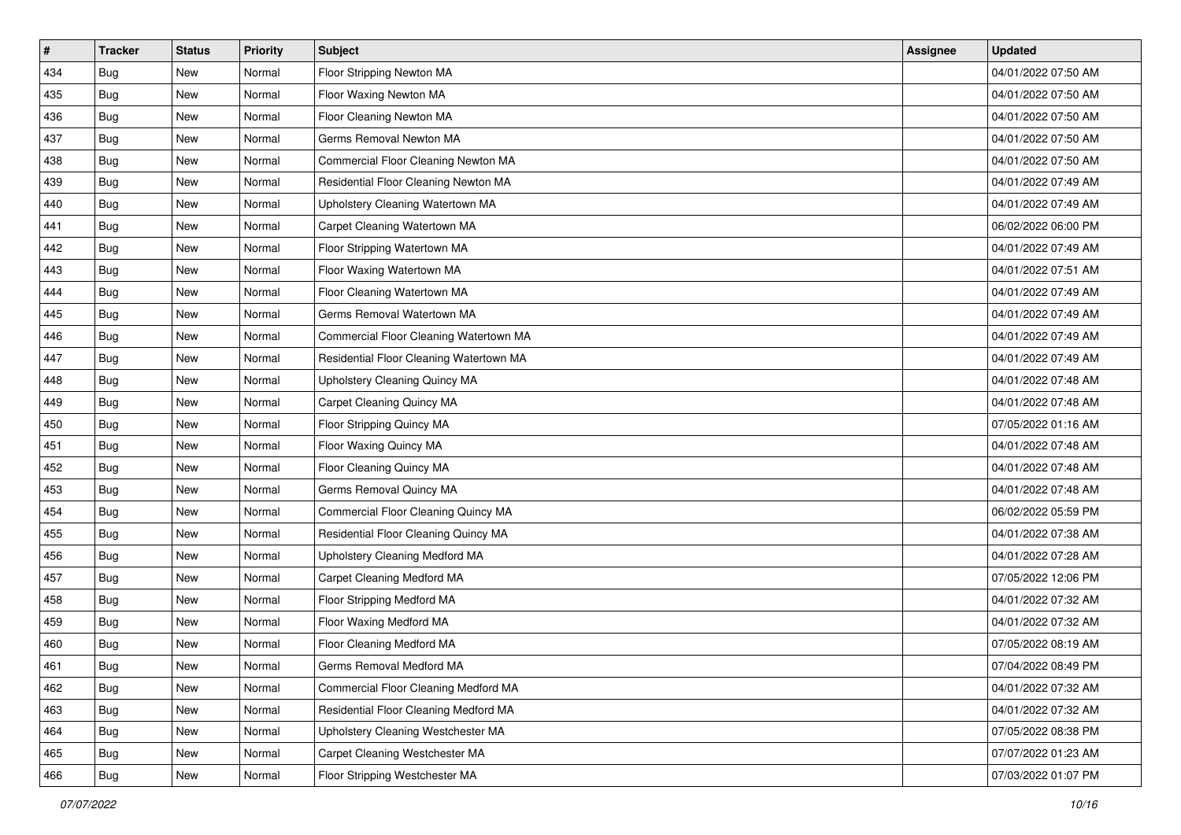| # | Tracker | Status | Priority | Subject | Assignee | Updated |
| --- | --- | --- | --- | --- | --- | --- |
| 434 | Bug | New | Normal | Floor Stripping Newton MA | | 04/01/2022 07:50 AM |
| 435 | Bug | New | Normal | Floor Waxing Newton MA | | 04/01/2022 07:50 AM |
| 436 | Bug | New | Normal | Floor Cleaning Newton MA | | 04/01/2022 07:50 AM |
| 437 | Bug | New | Normal | Germs Removal Newton MA | | 04/01/2022 07:50 AM |
| 438 | Bug | New | Normal | Commercial Floor Cleaning Newton MA | | 04/01/2022 07:50 AM |
| 439 | Bug | New | Normal | Residential Floor Cleaning Newton MA | | 04/01/2022 07:49 AM |
| 440 | Bug | New | Normal | Upholstery Cleaning Watertown MA | | 04/01/2022 07:49 AM |
| 441 | Bug | New | Normal | Carpet Cleaning Watertown MA | | 06/02/2022 06:00 PM |
| 442 | Bug | New | Normal | Floor Stripping Watertown MA | | 04/01/2022 07:49 AM |
| 443 | Bug | New | Normal | Floor Waxing Watertown MA | | 04/01/2022 07:51 AM |
| 444 | Bug | New | Normal | Floor Cleaning Watertown MA | | 04/01/2022 07:49 AM |
| 445 | Bug | New | Normal | Germs Removal Watertown MA | | 04/01/2022 07:49 AM |
| 446 | Bug | New | Normal | Commercial Floor Cleaning Watertown MA | | 04/01/2022 07:49 AM |
| 447 | Bug | New | Normal | Residential Floor Cleaning Watertown MA | | 04/01/2022 07:49 AM |
| 448 | Bug | New | Normal | Upholstery Cleaning Quincy MA | | 04/01/2022 07:48 AM |
| 449 | Bug | New | Normal | Carpet Cleaning Quincy MA | | 04/01/2022 07:48 AM |
| 450 | Bug | New | Normal | Floor Stripping Quincy MA | | 07/05/2022 01:16 AM |
| 451 | Bug | New | Normal | Floor Waxing Quincy MA | | 04/01/2022 07:48 AM |
| 452 | Bug | New | Normal | Floor Cleaning Quincy MA | | 04/01/2022 07:48 AM |
| 453 | Bug | New | Normal | Germs Removal Quincy MA | | 04/01/2022 07:48 AM |
| 454 | Bug | New | Normal | Commercial Floor Cleaning Quincy MA | | 06/02/2022 05:59 PM |
| 455 | Bug | New | Normal | Residential Floor Cleaning Quincy MA | | 04/01/2022 07:38 AM |
| 456 | Bug | New | Normal | Upholstery Cleaning Medford MA | | 04/01/2022 07:28 AM |
| 457 | Bug | New | Normal | Carpet Cleaning Medford MA | | 07/05/2022 12:06 PM |
| 458 | Bug | New | Normal | Floor Stripping Medford MA | | 04/01/2022 07:32 AM |
| 459 | Bug | New | Normal | Floor Waxing Medford MA | | 04/01/2022 07:32 AM |
| 460 | Bug | New | Normal | Floor Cleaning Medford MA | | 07/05/2022 08:19 AM |
| 461 | Bug | New | Normal | Germs Removal Medford MA | | 07/04/2022 08:49 PM |
| 462 | Bug | New | Normal | Commercial Floor Cleaning Medford MA | | 04/01/2022 07:32 AM |
| 463 | Bug | New | Normal | Residential Floor Cleaning Medford MA | | 04/01/2022 07:32 AM |
| 464 | Bug | New | Normal | Upholstery Cleaning Westchester MA | | 07/05/2022 08:38 PM |
| 465 | Bug | New | Normal | Carpet Cleaning Westchester MA | | 07/07/2022 01:23 AM |
| 466 | Bug | New | Normal | Floor Stripping Westchester MA | | 07/03/2022 01:07 PM |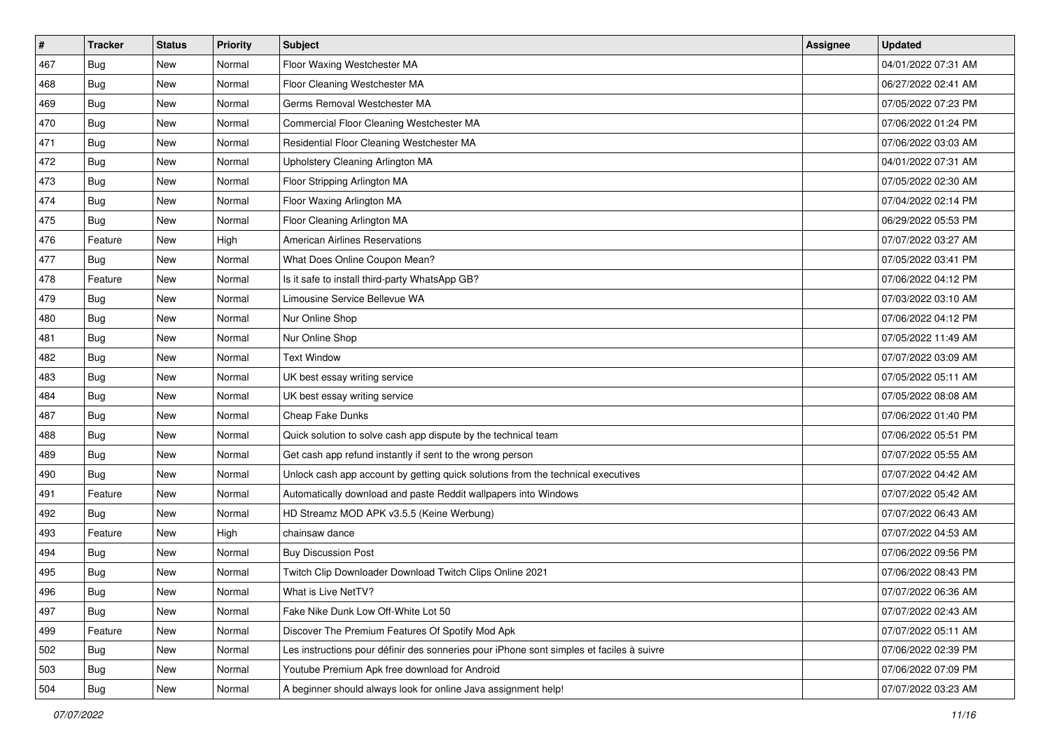| # | Tracker | Status | Priority | Subject | Assignee | Updated |
|---|---|---|---|---|---|---|
| 467 | Bug | New | Normal | Floor Waxing Westchester MA | | 04/01/2022 07:31 AM |
| 468 | Bug | New | Normal | Floor Cleaning Westchester MA | | 06/27/2022 02:41 AM |
| 469 | Bug | New | Normal | Germs Removal Westchester MA | | 07/05/2022 07:23 PM |
| 470 | Bug | New | Normal | Commercial Floor Cleaning Westchester MA | | 07/06/2022 01:24 PM |
| 471 | Bug | New | Normal | Residential Floor Cleaning Westchester MA | | 07/06/2022 03:03 AM |
| 472 | Bug | New | Normal | Upholstery Cleaning Arlington MA | | 04/01/2022 07:31 AM |
| 473 | Bug | New | Normal | Floor Stripping Arlington MA | | 07/05/2022 02:30 AM |
| 474 | Bug | New | Normal | Floor Waxing Arlington MA | | 07/04/2022 02:14 PM |
| 475 | Bug | New | Normal | Floor Cleaning Arlington MA | | 06/29/2022 05:53 PM |
| 476 | Feature | New | High | American Airlines Reservations | | 07/07/2022 03:27 AM |
| 477 | Bug | New | Normal | What Does Online Coupon Mean? | | 07/05/2022 03:41 PM |
| 478 | Feature | New | Normal | Is it safe to install third-party WhatsApp GB? | | 07/06/2022 04:12 PM |
| 479 | Bug | New | Normal | Limousine Service Bellevue WA | | 07/03/2022 03:10 AM |
| 480 | Bug | New | Normal | Nur Online Shop | | 07/06/2022 04:12 PM |
| 481 | Bug | New | Normal | Nur Online Shop | | 07/05/2022 11:49 AM |
| 482 | Bug | New | Normal | Text Window | | 07/07/2022 03:09 AM |
| 483 | Bug | New | Normal | UK best essay writing service | | 07/05/2022 05:11 AM |
| 484 | Bug | New | Normal | UK best essay writing service | | 07/05/2022 08:08 AM |
| 487 | Bug | New | Normal | Cheap Fake Dunks | | 07/06/2022 01:40 PM |
| 488 | Bug | New | Normal | Quick solution to solve cash app dispute by the technical team | | 07/06/2022 05:51 PM |
| 489 | Bug | New | Normal | Get cash app refund instantly if sent to the wrong person | | 07/07/2022 05:55 AM |
| 490 | Bug | New | Normal | Unlock cash app account by getting quick solutions from the technical executives | | 07/07/2022 04:42 AM |
| 491 | Feature | New | Normal | Automatically download and paste Reddit wallpapers into Windows | | 07/07/2022 05:42 AM |
| 492 | Bug | New | Normal | HD Streamz MOD APK v3.5.5 (Keine Werbung) | | 07/07/2022 06:43 AM |
| 493 | Feature | New | High | chainsaw dance | | 07/07/2022 04:53 AM |
| 494 | Bug | New | Normal | Buy Discussion Post | | 07/06/2022 09:56 PM |
| 495 | Bug | New | Normal | Twitch Clip Downloader Download Twitch Clips Online 2021 | | 07/06/2022 08:43 PM |
| 496 | Bug | New | Normal | What is Live NetTV? | | 07/07/2022 06:36 AM |
| 497 | Bug | New | Normal | Fake Nike Dunk Low Off-White Lot 50 | | 07/07/2022 02:43 AM |
| 499 | Feature | New | Normal | Discover The Premium Features Of Spotify Mod Apk | | 07/07/2022 05:11 AM |
| 502 | Bug | New | Normal | Les instructions pour définir des sonneries pour iPhone sont simples et faciles à suivre | | 07/06/2022 02:39 PM |
| 503 | Bug | New | Normal | Youtube Premium Apk free download for Android | | 07/06/2022 07:09 PM |
| 504 | Bug | New | Normal | A beginner should always look for online Java assignment help! | | 07/07/2022 03:23 AM |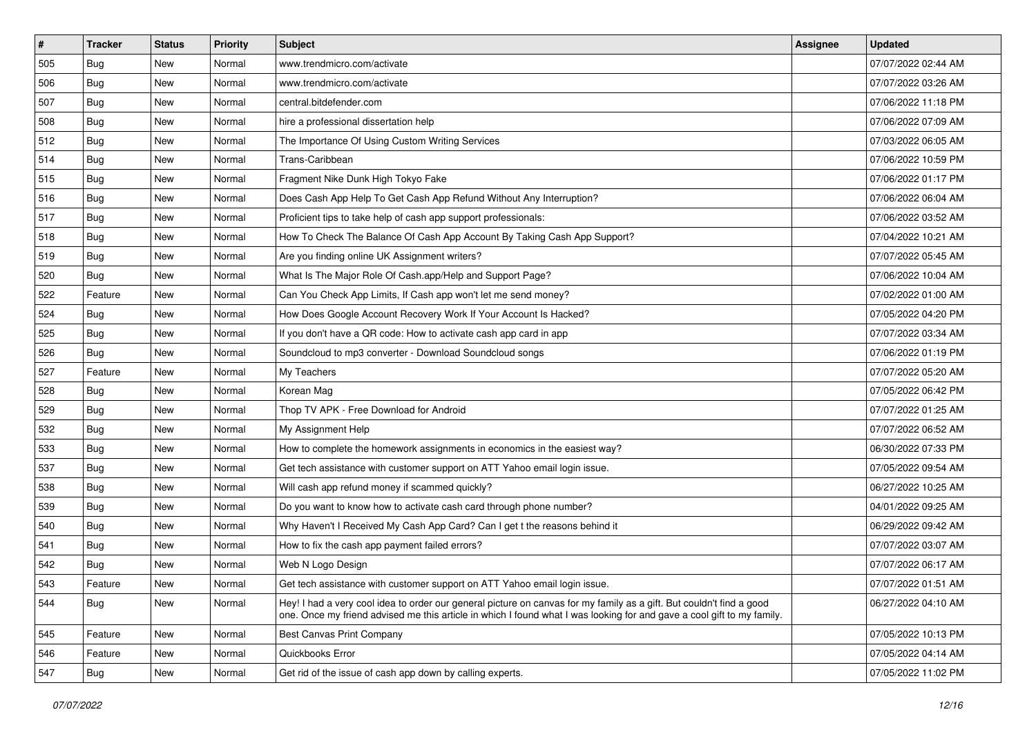| # | Tracker | Status | Priority | Subject | Assignee | Updated |
|---|---|---|---|---|---|---|
| 505 | Bug | New | Normal | www.trendmicro.com/activate | | 07/07/2022 02:44 AM |
| 506 | Bug | New | Normal | www.trendmicro.com/activate | | 07/07/2022 03:26 AM |
| 507 | Bug | New | Normal | central.bitdefender.com | | 07/06/2022 11:18 PM |
| 508 | Bug | New | Normal | hire a professional dissertation help | | 07/06/2022 07:09 AM |
| 512 | Bug | New | Normal | The Importance Of Using Custom Writing Services | | 07/03/2022 06:05 AM |
| 514 | Bug | New | Normal | Trans-Caribbean | | 07/06/2022 10:59 PM |
| 515 | Bug | New | Normal | Fragment Nike Dunk High Tokyo Fake | | 07/06/2022 01:17 PM |
| 516 | Bug | New | Normal | Does Cash App Help To Get Cash App Refund Without Any Interruption? | | 07/06/2022 06:04 AM |
| 517 | Bug | New | Normal | Proficient tips to take help of cash app support professionals: | | 07/06/2022 03:52 AM |
| 518 | Bug | New | Normal | How To Check The Balance Of Cash App Account By Taking Cash App Support? | | 07/04/2022 10:21 AM |
| 519 | Bug | New | Normal | Are you finding online UK Assignment writers? | | 07/07/2022 05:45 AM |
| 520 | Bug | New | Normal | What Is The Major Role Of Cash.app/Help and Support Page? | | 07/06/2022 10:04 AM |
| 522 | Feature | New | Normal | Can You Check App Limits, If Cash app won't let me send money? | | 07/02/2022 01:00 AM |
| 524 | Bug | New | Normal | How Does Google Account Recovery Work If Your Account Is Hacked? | | 07/05/2022 04:20 PM |
| 525 | Bug | New | Normal | If you don't have a QR code: How to activate cash app card in app | | 07/07/2022 03:34 AM |
| 526 | Bug | New | Normal | Soundcloud to mp3 converter - Download Soundcloud songs | | 07/06/2022 01:19 PM |
| 527 | Feature | New | Normal | My Teachers | | 07/07/2022 05:20 AM |
| 528 | Bug | New | Normal | Korean Mag | | 07/05/2022 06:42 PM |
| 529 | Bug | New | Normal | Thop TV APK - Free Download for Android | | 07/07/2022 01:25 AM |
| 532 | Bug | New | Normal | My Assignment Help | | 07/07/2022 06:52 AM |
| 533 | Bug | New | Normal | How to complete the homework assignments in economics in the easiest way? | | 06/30/2022 07:33 PM |
| 537 | Bug | New | Normal | Get tech assistance with customer support on ATT Yahoo email login issue. | | 07/05/2022 09:54 AM |
| 538 | Bug | New | Normal | Will cash app refund money if scammed quickly? | | 06/27/2022 10:25 AM |
| 539 | Bug | New | Normal | Do you want to know how to activate cash card through phone number? | | 04/01/2022 09:25 AM |
| 540 | Bug | New | Normal | Why Haven't I Received My Cash App Card? Can I get t the reasons behind it | | 06/29/2022 09:42 AM |
| 541 | Bug | New | Normal | How to fix the cash app payment failed errors? | | 07/07/2022 03:07 AM |
| 542 | Bug | New | Normal | Web N Logo Design | | 07/07/2022 06:17 AM |
| 543 | Feature | New | Normal | Get tech assistance with customer support on ATT Yahoo email login issue. | | 07/07/2022 01:51 AM |
| 544 | Bug | New | Normal | Hey! I had a very cool idea to order our general picture on canvas for my family as a gift. But couldn't find a good one. Once my friend advised me this article in which I found what I was looking for and gave a cool gift to my family. | | 06/27/2022 04:10 AM |
| 545 | Feature | New | Normal | Best Canvas Print Company | | 07/05/2022 10:13 PM |
| 546 | Feature | New | Normal | Quickbooks Error | | 07/05/2022 04:14 AM |
| 547 | Bug | New | Normal | Get rid of the issue of cash app down by calling experts. | | 07/05/2022 11:02 PM |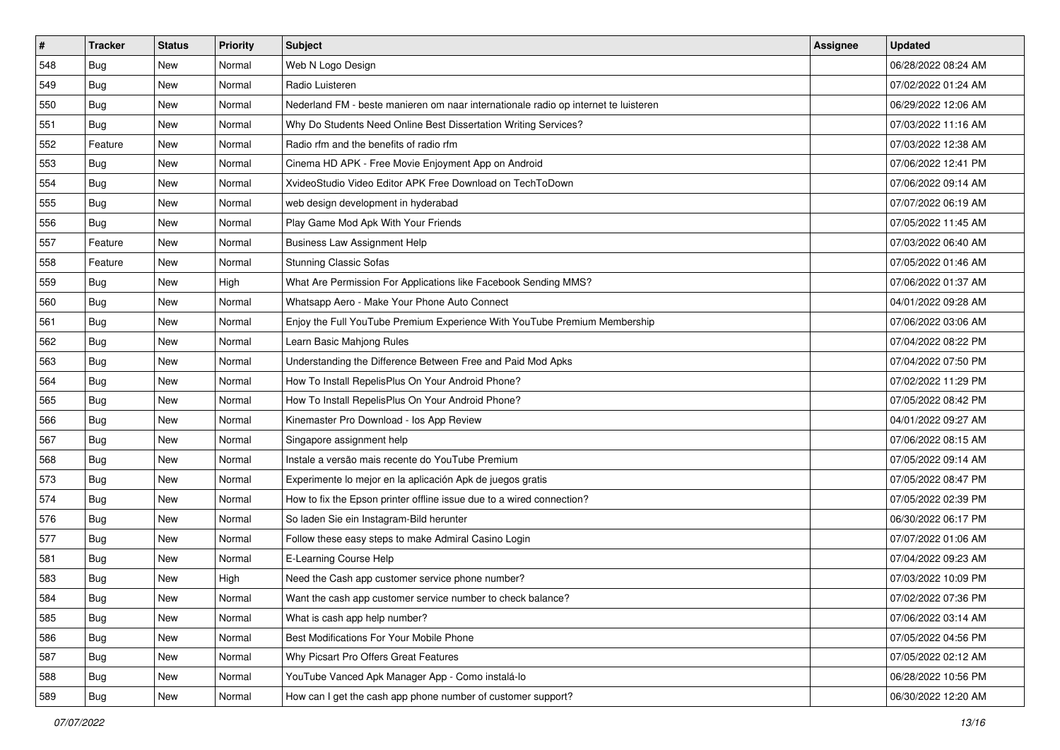| # | Tracker | Status | Priority | Subject | Assignee | Updated |
| --- | --- | --- | --- | --- | --- | --- |
| 548 | Bug | New | Normal | Web N Logo Design | | 06/28/2022 08:24 AM |
| 549 | Bug | New | Normal | Radio Luisteren | | 07/02/2022 01:24 AM |
| 550 | Bug | New | Normal | Nederland FM - beste manieren om naar internationale radio op internet te luisteren | | 06/29/2022 12:06 AM |
| 551 | Bug | New | Normal | Why Do Students Need Online Best Dissertation Writing Services? | | 07/03/2022 11:16 AM |
| 552 | Feature | New | Normal | Radio rfm and the benefits of radio rfm | | 07/03/2022 12:38 AM |
| 553 | Bug | New | Normal | Cinema HD APK - Free Movie Enjoyment App on Android | | 07/06/2022 12:41 PM |
| 554 | Bug | New | Normal | XvideoStudio Video Editor APK Free Download on TechToDown | | 07/06/2022 09:14 AM |
| 555 | Bug | New | Normal | web design development in hyderabad | | 07/07/2022 06:19 AM |
| 556 | Bug | New | Normal | Play Game Mod Apk With Your Friends | | 07/05/2022 11:45 AM |
| 557 | Feature | New | Normal | Business Law Assignment Help | | 07/03/2022 06:40 AM |
| 558 | Feature | New | Normal | Stunning Classic Sofas | | 07/05/2022 01:46 AM |
| 559 | Bug | New | High | What Are Permission For Applications like Facebook Sending MMS? | | 07/06/2022 01:37 AM |
| 560 | Bug | New | Normal | Whatsapp Aero - Make Your Phone Auto Connect | | 04/01/2022 09:28 AM |
| 561 | Bug | New | Normal | Enjoy the Full YouTube Premium Experience With YouTube Premium Membership | | 07/06/2022 03:06 AM |
| 562 | Bug | New | Normal | Learn Basic Mahjong Rules | | 07/04/2022 08:22 PM |
| 563 | Bug | New | Normal | Understanding the Difference Between Free and Paid Mod Apks | | 07/04/2022 07:50 PM |
| 564 | Bug | New | Normal | How To Install RepelisPlus On Your Android Phone? | | 07/02/2022 11:29 PM |
| 565 | Bug | New | Normal | How To Install RepelisPlus On Your Android Phone? | | 07/05/2022 08:42 PM |
| 566 | Bug | New | Normal | Kinemaster Pro Download - Ios App Review | | 04/01/2022 09:27 AM |
| 567 | Bug | New | Normal | Singapore assignment help | | 07/06/2022 08:15 AM |
| 568 | Bug | New | Normal | Instale a versão mais recente do YouTube Premium | | 07/05/2022 09:14 AM |
| 573 | Bug | New | Normal | Experimente lo mejor en la aplicación Apk de juegos gratis | | 07/05/2022 08:47 PM |
| 574 | Bug | New | Normal | How to fix the Epson printer offline issue due to a wired connection? | | 07/05/2022 02:39 PM |
| 576 | Bug | New | Normal | So laden Sie ein Instagram-Bild herunter | | 06/30/2022 06:17 PM |
| 577 | Bug | New | Normal | Follow these easy steps to make Admiral Casino Login | | 07/07/2022 01:06 AM |
| 581 | Bug | New | Normal | E-Learning Course Help | | 07/04/2022 09:23 AM |
| 583 | Bug | New | High | Need the Cash app customer service phone number? | | 07/03/2022 10:09 PM |
| 584 | Bug | New | Normal | Want the cash app customer service number to check balance? | | 07/02/2022 07:36 PM |
| 585 | Bug | New | Normal | What is cash app help number? | | 07/06/2022 03:14 AM |
| 586 | Bug | New | Normal | Best Modifications For Your Mobile Phone | | 07/05/2022 04:56 PM |
| 587 | Bug | New | Normal | Why Picsart Pro Offers Great Features | | 07/05/2022 02:12 AM |
| 588 | Bug | New | Normal | YouTube Vanced Apk Manager App - Como instalá-lo | | 06/28/2022 10:56 PM |
| 589 | Bug | New | Normal | How can I get the cash app phone number of customer support? | | 06/30/2022 12:20 AM |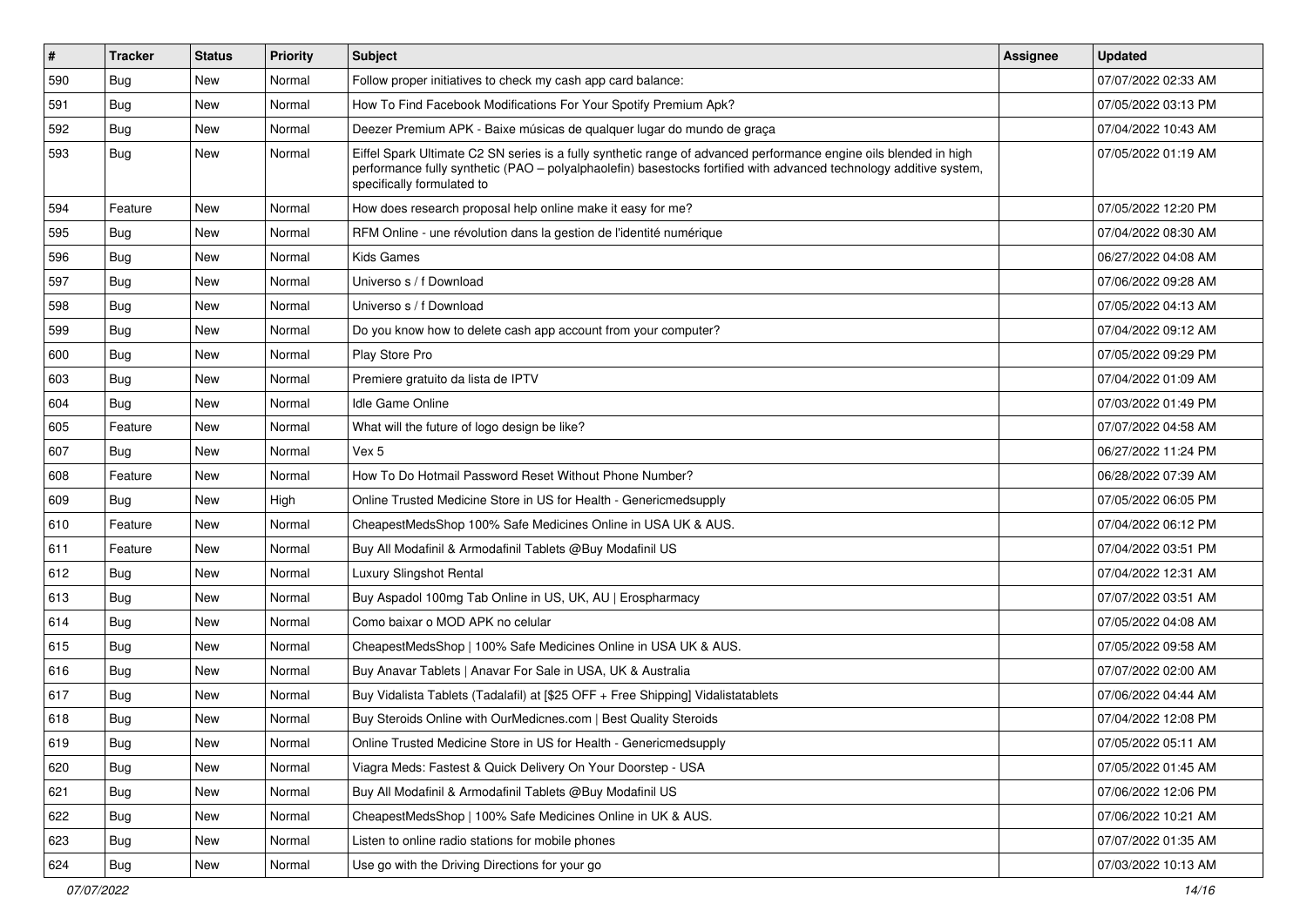| # | Tracker | Status | Priority | Subject | Assignee | Updated |
|---|---|---|---|---|---|---|
| 590 | Bug | New | Normal | Follow proper initiatives to check my cash app card balance: | | 07/07/2022 02:33 AM |
| 591 | Bug | New | Normal | How To Find Facebook Modifications For Your Spotify Premium Apk? | | 07/05/2022 03:13 PM |
| 592 | Bug | New | Normal | Deezer Premium APK - Baixe músicas de qualquer lugar do mundo de graça | | 07/04/2022 10:43 AM |
| 593 | Bug | New | Normal | Eiffel Spark Ultimate C2 SN series is a fully synthetic range of advanced performance engine oils blended in high performance fully synthetic (PAO – polyalphaolefin) basestocks fortified with advanced technology additive system, specifically formulated to | | 07/05/2022 01:19 AM |
| 594 | Feature | New | Normal | How does research proposal help online make it easy for me? | | 07/05/2022 12:20 PM |
| 595 | Bug | New | Normal | RFM Online - une révolution dans la gestion de l'identité numérique | | 07/04/2022 08:30 AM |
| 596 | Bug | New | Normal | Kids Games | | 06/27/2022 04:08 AM |
| 597 | Bug | New | Normal | Universo s / f Download | | 07/06/2022 09:28 AM |
| 598 | Bug | New | Normal | Universo s / f Download | | 07/05/2022 04:13 AM |
| 599 | Bug | New | Normal | Do you know how to delete cash app account from your computer? | | 07/04/2022 09:12 AM |
| 600 | Bug | New | Normal | Play Store Pro | | 07/05/2022 09:29 PM |
| 603 | Bug | New | Normal | Premiere gratuito da lista de IPTV | | 07/04/2022 01:09 AM |
| 604 | Bug | New | Normal | Idle Game Online | | 07/03/2022 01:49 PM |
| 605 | Feature | New | Normal | What will the future of logo design be like? | | 07/07/2022 04:58 AM |
| 607 | Bug | New | Normal | Vex 5 | | 06/27/2022 11:24 PM |
| 608 | Feature | New | Normal | How To Do Hotmail Password Reset Without Phone Number? | | 06/28/2022 07:39 AM |
| 609 | Bug | New | High | Online Trusted Medicine Store in US for Health - Genericmedsupply | | 07/05/2022 06:05 PM |
| 610 | Feature | New | Normal | CheapestMedsShop 100% Safe Medicines Online in USA UK & AUS. | | 07/04/2022 06:12 PM |
| 611 | Feature | New | Normal | Buy All Modafinil & Armodafinil Tablets @Buy Modafinil US | | 07/04/2022 03:51 PM |
| 612 | Bug | New | Normal | Luxury Slingshot Rental | | 07/04/2022 12:31 AM |
| 613 | Bug | New | Normal | Buy Aspadol 100mg Tab Online in US, UK, AU \| Erospharmacy | | 07/07/2022 03:51 AM |
| 614 | Bug | New | Normal | Como baixar o MOD APK no celular | | 07/05/2022 04:08 AM |
| 615 | Bug | New | Normal | CheapestMedsShop \| 100% Safe Medicines Online in USA UK & AUS. | | 07/05/2022 09:58 AM |
| 616 | Bug | New | Normal | Buy Anavar Tablets \| Anavar For Sale in USA, UK & Australia | | 07/07/2022 02:00 AM |
| 617 | Bug | New | Normal | Buy Vidalista Tablets (Tadalafil) at [$25 OFF + Free Shipping] Vidalistatablets | | 07/06/2022 04:44 AM |
| 618 | Bug | New | Normal | Buy Steroids Online with OurMedicnes.com \| Best Quality Steroids | | 07/04/2022 12:08 PM |
| 619 | Bug | New | Normal | Online Trusted Medicine Store in US for Health - Genericmedsupply | | 07/05/2022 05:11 AM |
| 620 | Bug | New | Normal | Viagra Meds: Fastest & Quick Delivery On Your Doorstep - USA | | 07/05/2022 01:45 AM |
| 621 | Bug | New | Normal | Buy All Modafinil & Armodafinil Tablets @Buy Modafinil US | | 07/06/2022 12:06 PM |
| 622 | Bug | New | Normal | CheapestMedsShop \| 100% Safe Medicines Online in UK & AUS. | | 07/06/2022 10:21 AM |
| 623 | Bug | New | Normal | Listen to online radio stations for mobile phones | | 07/07/2022 01:35 AM |
| 624 | Bug | New | Normal | Use go with the Driving Directions for your go | | 07/03/2022 10:13 AM |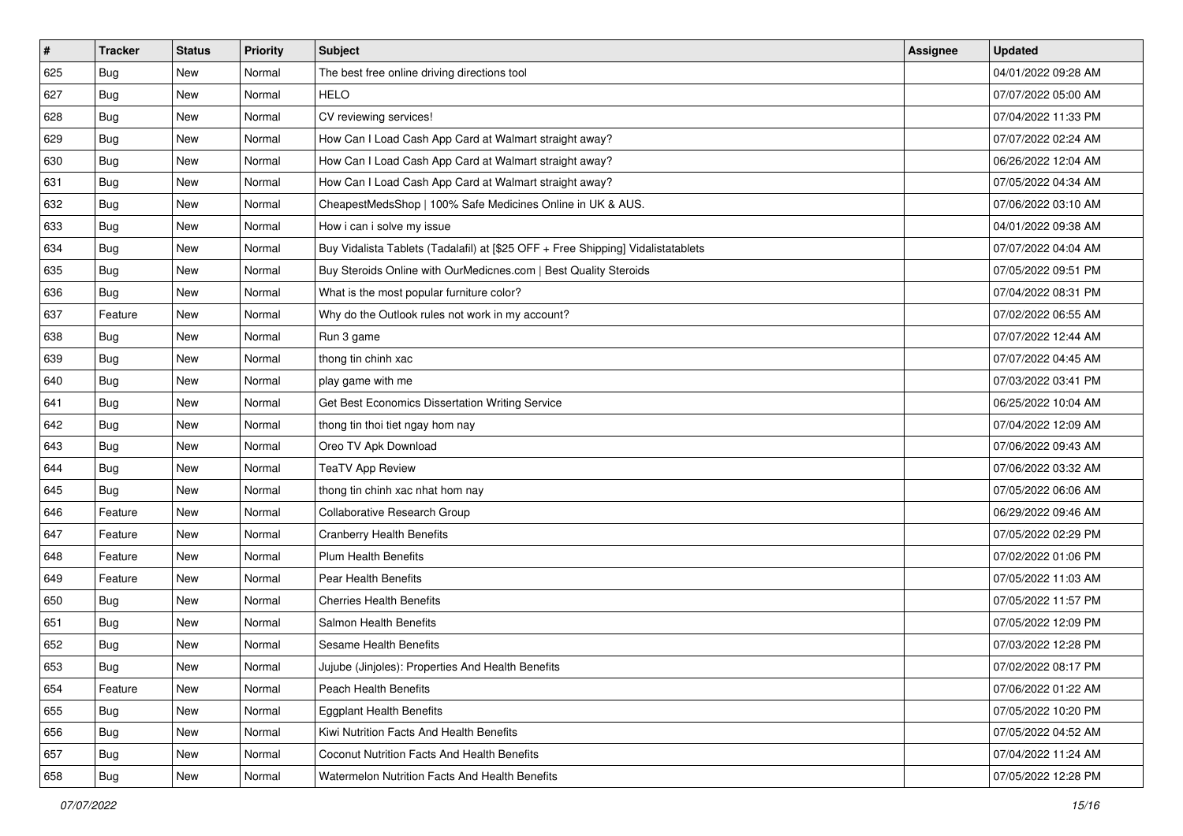| # | Tracker | Status | Priority | Subject | Assignee | Updated |
|---|---|---|---|---|---|---|
| 625 | Bug | New | Normal | The best free online driving directions tool | | 04/01/2022 09:28 AM |
| 627 | Bug | New | Normal | HELO | | 07/07/2022 05:00 AM |
| 628 | Bug | New | Normal | CV reviewing services! | | 07/04/2022 11:33 PM |
| 629 | Bug | New | Normal | How Can I Load Cash App Card at Walmart straight away? | | 07/07/2022 02:24 AM |
| 630 | Bug | New | Normal | How Can I Load Cash App Card at Walmart straight away? | | 06/26/2022 12:04 AM |
| 631 | Bug | New | Normal | How Can I Load Cash App Card at Walmart straight away? | | 07/05/2022 04:34 AM |
| 632 | Bug | New | Normal | CheapestMedsShop | 100% Safe Medicines Online in UK & AUS. | | 07/06/2022 03:10 AM |
| 633 | Bug | New | Normal | How i can i solve my issue | | 04/01/2022 09:38 AM |
| 634 | Bug | New | Normal | Buy Vidalista Tablets (Tadalafil) at [$25 OFF + Free Shipping] Vidalistatablets | | 07/07/2022 04:04 AM |
| 635 | Bug | New | Normal | Buy Steroids Online with OurMedicnes.com | Best Quality Steroids | | 07/05/2022 09:51 PM |
| 636 | Bug | New | Normal | What is the most popular furniture color? | | 07/04/2022 08:31 PM |
| 637 | Feature | New | Normal | Why do the Outlook rules not work in my account? | | 07/02/2022 06:55 AM |
| 638 | Bug | New | Normal | Run 3 game | | 07/07/2022 12:44 AM |
| 639 | Bug | New | Normal | thong tin chinh xac | | 07/07/2022 04:45 AM |
| 640 | Bug | New | Normal | play game with me | | 07/03/2022 03:41 PM |
| 641 | Bug | New | Normal | Get Best Economics Dissertation Writing Service | | 06/25/2022 10:04 AM |
| 642 | Bug | New | Normal | thong tin thoi tiet ngay hom nay | | 07/04/2022 12:09 AM |
| 643 | Bug | New | Normal | Oreo TV Apk Download | | 07/06/2022 09:43 AM |
| 644 | Bug | New | Normal | TeaTV App Review | | 07/06/2022 03:32 AM |
| 645 | Bug | New | Normal | thong tin chinh xac nhat hom nay | | 07/05/2022 06:06 AM |
| 646 | Feature | New | Normal | Collaborative Research Group | | 06/29/2022 09:46 AM |
| 647 | Feature | New | Normal | Cranberry Health Benefits | | 07/05/2022 02:29 PM |
| 648 | Feature | New | Normal | Plum Health Benefits | | 07/02/2022 01:06 PM |
| 649 | Feature | New | Normal | Pear Health Benefits | | 07/05/2022 11:03 AM |
| 650 | Bug | New | Normal | Cherries Health Benefits | | 07/05/2022 11:57 PM |
| 651 | Bug | New | Normal | Salmon Health Benefits | | 07/05/2022 12:09 PM |
| 652 | Bug | New | Normal | Sesame Health Benefits | | 07/03/2022 12:28 PM |
| 653 | Bug | New | Normal | Jujube (Jinjoles): Properties And Health Benefits | | 07/02/2022 08:17 PM |
| 654 | Feature | New | Normal | Peach Health Benefits | | 07/06/2022 01:22 AM |
| 655 | Bug | New | Normal | Eggplant Health Benefits | | 07/05/2022 10:20 PM |
| 656 | Bug | New | Normal | Kiwi Nutrition Facts And Health Benefits | | 07/05/2022 04:52 AM |
| 657 | Bug | New | Normal | Coconut Nutrition Facts And Health Benefits | | 07/04/2022 11:24 AM |
| 658 | Bug | New | Normal | Watermelon Nutrition Facts And Health Benefits | | 07/05/2022 12:28 PM |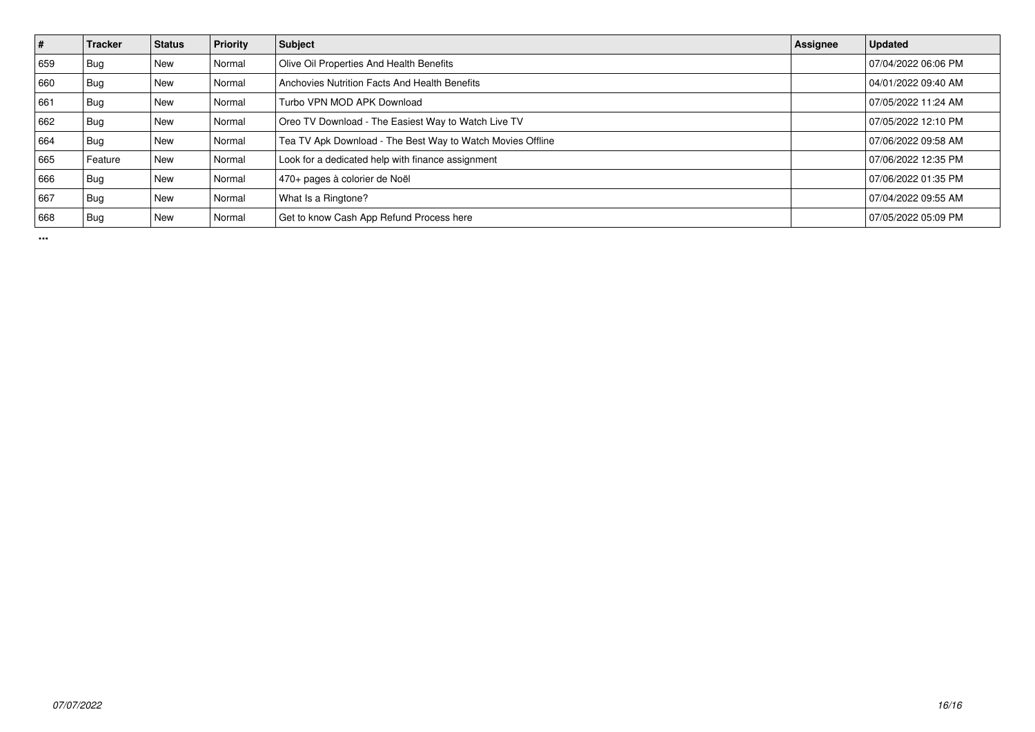| # | Tracker | Status | Priority | Subject | Assignee | Updated |
|---|---|---|---|---|---|---|
| 659 | Bug | New | Normal | Olive Oil Properties And Health Benefits | | 07/04/2022 06:06 PM |
| 660 | Bug | New | Normal | Anchovies Nutrition Facts And Health Benefits | | 04/01/2022 09:40 AM |
| 661 | Bug | New | Normal | Turbo VPN MOD APK Download | | 07/05/2022 11:24 AM |
| 662 | Bug | New | Normal | Oreo TV Download - The Easiest Way to Watch Live TV | | 07/05/2022 12:10 PM |
| 664 | Bug | New | Normal | Tea TV Apk Download - The Best Way to Watch Movies Offline | | 07/06/2022 09:58 AM |
| 665 | Feature | New | Normal | Look for a dedicated help with finance assignment | | 07/06/2022 12:35 PM |
| 666 | Bug | New | Normal | 470+ pages à colorier de Noël | | 07/06/2022 01:35 PM |
| 667 | Bug | New | Normal | What Is a Ringtone? | | 07/04/2022 09:55 AM |
| 668 | Bug | New | Normal | Get to know Cash App Refund Process here | | 07/05/2022 05:09 PM |

...